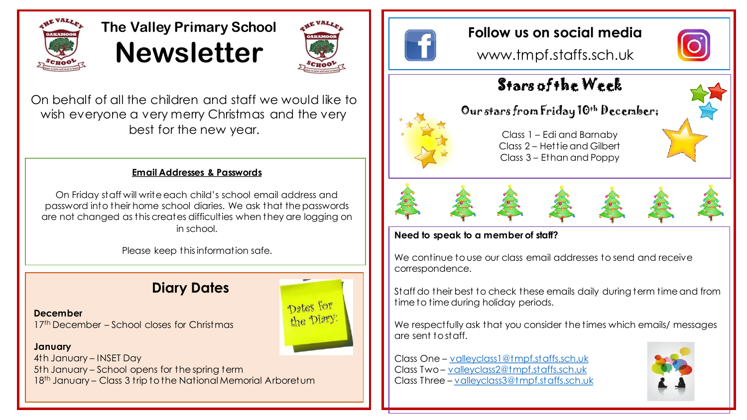# The Valley Primary School Newsletter

On behalf of all the children and staff we would like to wish everyone a very merry Christmas and the very best for the new year.

**Email Addresses & Passwords**

On Friday staff will write each child's school email address and password into their home school diaries. We ask that the passwords are not changed as this creates difficulties when they are logging on in school.

Please keep this information safe.

## Diary Dates

Dates for the Diary:

**December**
17th December – School closes for Christmas

**January**
4th January – INSET Day
5th January – School opens for the spring term
18th January – Class 3 trip to the National Memorial Arboretum

## Follow us on social media

www.tmpf.staffs.sch.uk

## Stars of the Week

Our stars from Friday 10th December;

Class 1 – Edi and Barnaby
Class 2 – Hettie and Gilbert
Class 3 – Ethan and Poppy

**Need to speak to a member of staff?**

We continue to use our class email addresses to send and receive correspondence.

Staff do their best to check these emails daily during term time and from time to time during holiday periods.

We respectfully ask that you consider the times which emails/ messages are sent to staff.

Class One – valleyclass1@tmpf.staffs.sch.uk
Class Two – valleyclass2@tmpf.staffs.sch.uk
Class Three – valleyclass3@tmpf.staffs.sch.uk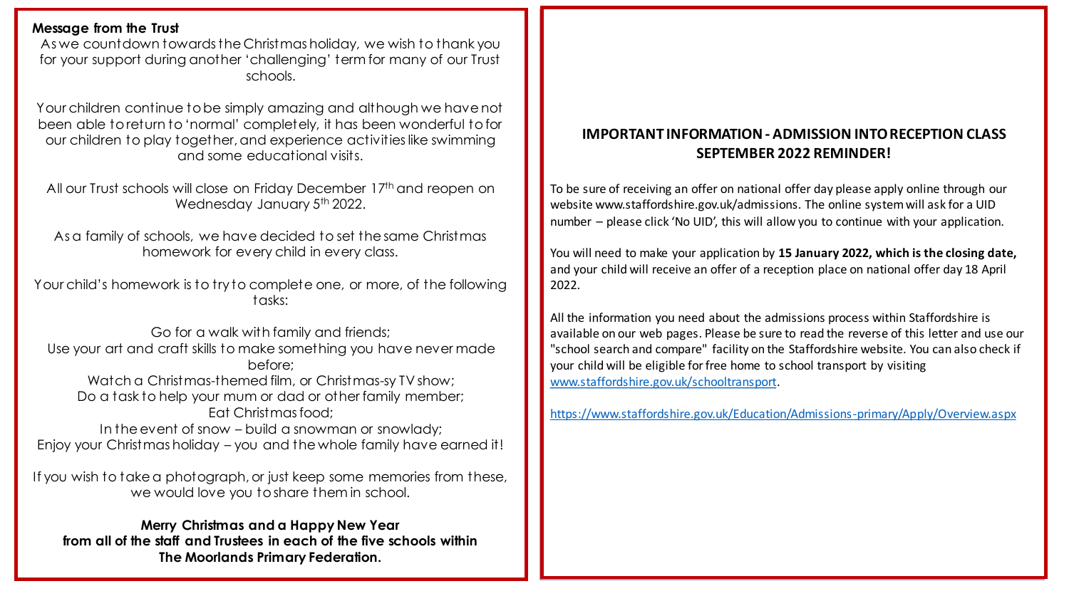**Message from the Trust**

As we countdown towards the Christmas holiday, we wish to thank you for your support during another 'challenging' term for many of our Trust schools.

Your children continue to be simply amazing and although we have not been able to return to 'normal' completely, it has been wonderful to for our children to play together, and experience activities like swimming and some educational visits.

All our Trust schools will close on Friday December 17th and reopen on Wednesday January 5th 2022.

As a family of schools, we have decided to set the same Christmas homework for every child in every class.

Your child's homework is to try to complete one, or more, of the following tasks:

Go for a walk with family and friends;
Use your art and craft skills to make something you have never made before;
Watch a Christmas-themed film, or Christmas-sy TV show;
Do a task to help your mum or dad or other family member;
Eat Christmas food;
In the event of snow – build a snowman or snowlady;
Enjoy your Christmas holiday – you and the whole family have earned it!

If you wish to take a photograph, or just keep some memories from these, we would love you to share them in school.

**Merry Christmas and a Happy New Year**
**from all of the staff and Trustees in each of the five schools within The Moorlands Primary Federation.**

## IMPORTANT INFORMATION - ADMISSION INTO RECEPTION CLASS SEPTEMBER 2022 REMINDER!

To be sure of receiving an offer on national offer day please apply online through our website www.staffordshire.gov.uk/admissions. The online system will ask for a UID number – please click 'No UID', this will allow you to continue with your application.

You will need to make your application by **15 January 2022, which is the closing date,** and your child will receive an offer of a reception place on national offer day 18 April 2022.

All the information you need about the admissions process within Staffordshire is available on our web pages. Please be sure to read the reverse of this letter and use our "school search and compare" facility on the Staffordshire website. You can also check if your child will be eligible for free home to school transport by visiting www.staffordshire.gov.uk/schooltransport.

https://www.staffordshire.gov.uk/Education/Admissions-primary/Apply/Overview.aspx